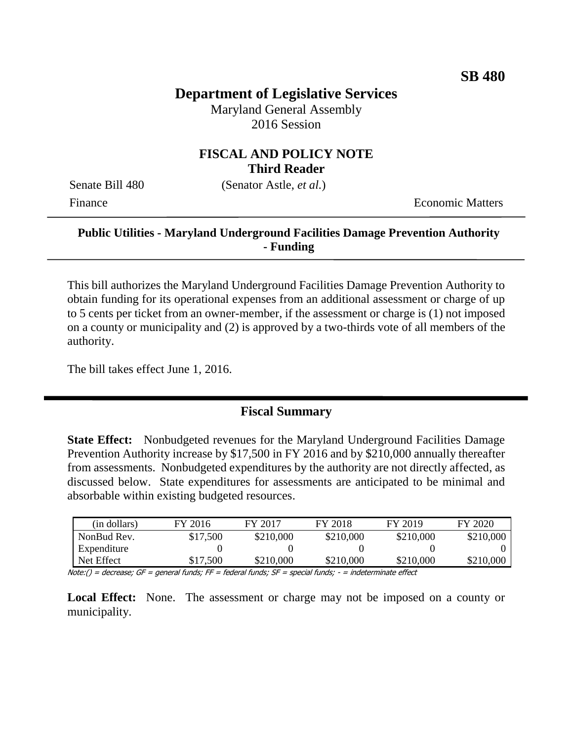**SB 480**

# Department of Legislative Services

Maryland General Assembly
2016 Session

## FISCAL AND POLICY NOTE
**Third Reader**

Senate Bill 480 (Senator Astle, *et al.*)

Finance Economic Matters

**Public Utilities - Maryland Underground Facilities Damage Prevention Authority - Funding**

This bill authorizes the Maryland Underground Facilities Damage Prevention Authority to obtain funding for its operational expenses from an additional assessment or charge of up to 5 cents per ticket from an owner-member, if the assessment or charge is (1) not imposed on a county or municipality and (2) is approved by a two-thirds vote of all members of the authority.

The bill takes effect June 1, 2016.

## Fiscal Summary

**State Effect:** Nonbudgeted revenues for the Maryland Underground Facilities Damage Prevention Authority increase by $17,500 in FY 2016 and by $210,000 annually thereafter from assessments. Nonbudgeted expenditures by the authority are not directly affected, as discussed below. State expenditures for assessments are anticipated to be minimal and absorbable within existing budgeted resources.

| (in dollars) | FY 2016 | FY 2017 | FY 2018 | FY 2019 | FY 2020 |
|---|---|---|---|---|---|
| NonBud Rev. | $17,500 | $210,000 | $210,000 | $210,000 | $210,000 |
| Expenditure | 0 | 0 | 0 | 0 | 0 |
| Net Effect | $17,500 | $210,000 | $210,000 | $210,000 | $210,000 |

Note:() = decrease; GF = general funds; FF = federal funds; SF = special funds; - = indeterminate effect

**Local Effect:** None. The assessment or charge may not be imposed on a county or municipality.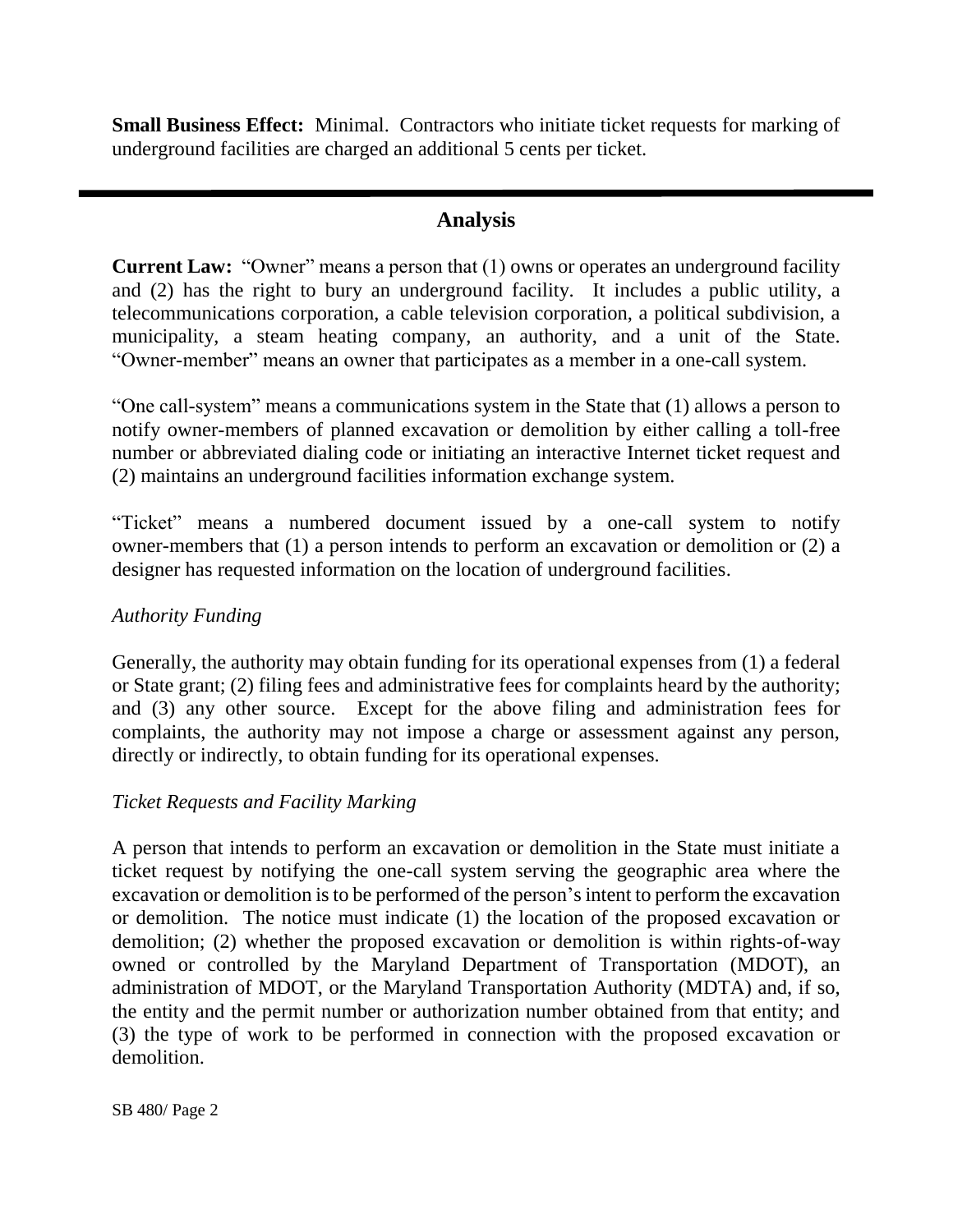**Small Business Effect:** Minimal. Contractors who initiate ticket requests for marking of underground facilities are charged an additional 5 cents per ticket.

---

## Analysis

**Current Law:** "Owner" means a person that (1) owns or operates an underground facility and (2) has the right to bury an underground facility. It includes a public utility, a telecommunications corporation, a cable television corporation, a political subdivision, a municipality, a steam heating company, an authority, and a unit of the State. "Owner-member" means an owner that participates as a member in a one-call system.

"One call-system" means a communications system in the State that (1) allows a person to notify owner-members of planned excavation or demolition by either calling a toll-free number or abbreviated dialing code or initiating an interactive Internet ticket request and (2) maintains an underground facilities information exchange system.

"Ticket" means a numbered document issued by a one-call system to notify owner-members that (1) a person intends to perform an excavation or demolition or (2) a designer has requested information on the location of underground facilities.

*Authority Funding*

Generally, the authority may obtain funding for its operational expenses from (1) a federal or State grant; (2) filing fees and administrative fees for complaints heard by the authority; and (3) any other source. Except for the above filing and administration fees for complaints, the authority may not impose a charge or assessment against any person, directly or indirectly, to obtain funding for its operational expenses.

*Ticket Requests and Facility Marking*

A person that intends to perform an excavation or demolition in the State must initiate a ticket request by notifying the one-call system serving the geographic area where the excavation or demolition is to be performed of the person's intent to perform the excavation or demolition. The notice must indicate (1) the location of the proposed excavation or demolition; (2) whether the proposed excavation or demolition is within rights-of-way owned or controlled by the Maryland Department of Transportation (MDOT), an administration of MDOT, or the Maryland Transportation Authority (MDTA) and, if so, the entity and the permit number or authorization number obtained from that entity; and (3) the type of work to be performed in connection with the proposed excavation or demolition.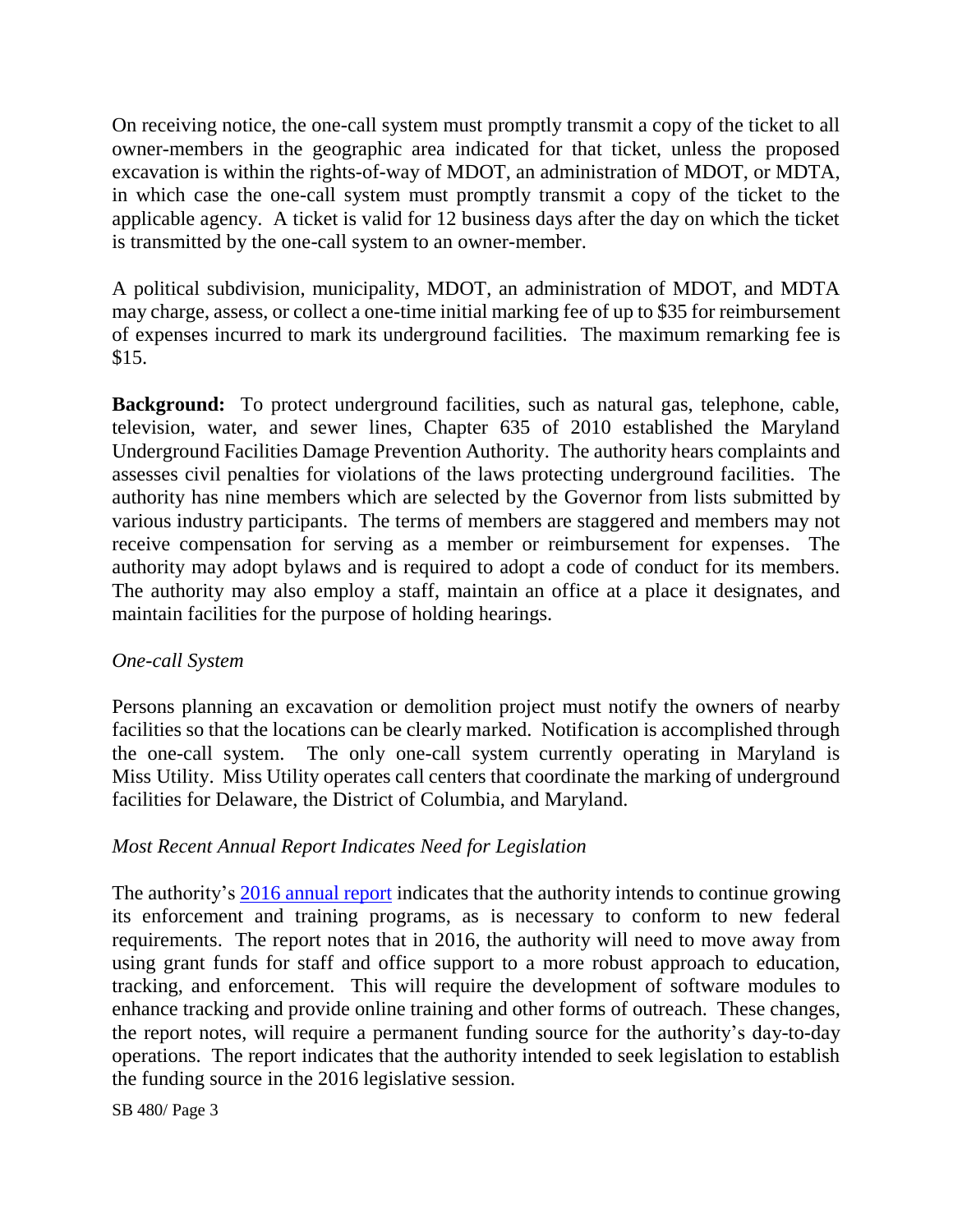On receiving notice, the one-call system must promptly transmit a copy of the ticket to all owner-members in the geographic area indicated for that ticket, unless the proposed excavation is within the rights-of-way of MDOT, an administration of MDOT, or MDTA, in which case the one-call system must promptly transmit a copy of the ticket to the applicable agency. A ticket is valid for 12 business days after the day on which the ticket is transmitted by the one-call system to an owner-member.

A political subdivision, municipality, MDOT, an administration of MDOT, and MDTA may charge, assess, or collect a one-time initial marking fee of up to $35 for reimbursement of expenses incurred to mark its underground facilities. The maximum remarking fee is $15.

**Background:** To protect underground facilities, such as natural gas, telephone, cable, television, water, and sewer lines, Chapter 635 of 2010 established the Maryland Underground Facilities Damage Prevention Authority. The authority hears complaints and assesses civil penalties for violations of the laws protecting underground facilities. The authority has nine members which are selected by the Governor from lists submitted by various industry participants. The terms of members are staggered and members may not receive compensation for serving as a member or reimbursement for expenses. The authority may adopt bylaws and is required to adopt a code of conduct for its members. The authority may also employ a staff, maintain an office at a place it designates, and maintain facilities for the purpose of holding hearings.

*One-call System*

Persons planning an excavation or demolition project must notify the owners of nearby facilities so that the locations can be clearly marked. Notification is accomplished through the one-call system. The only one-call system currently operating in Maryland is Miss Utility. Miss Utility operates call centers that coordinate the marking of underground facilities for Delaware, the District of Columbia, and Maryland.

*Most Recent Annual Report Indicates Need for Legislation*

The authority's 2016 annual report indicates that the authority intends to continue growing its enforcement and training programs, as is necessary to conform to new federal requirements. The report notes that in 2016, the authority will need to move away from using grant funds for staff and office support to a more robust approach to education, tracking, and enforcement. This will require the development of software modules to enhance tracking and provide online training and other forms of outreach. These changes, the report notes, will require a permanent funding source for the authority's day-to-day operations. The report indicates that the authority intended to seek legislation to establish the funding source in the 2016 legislative session.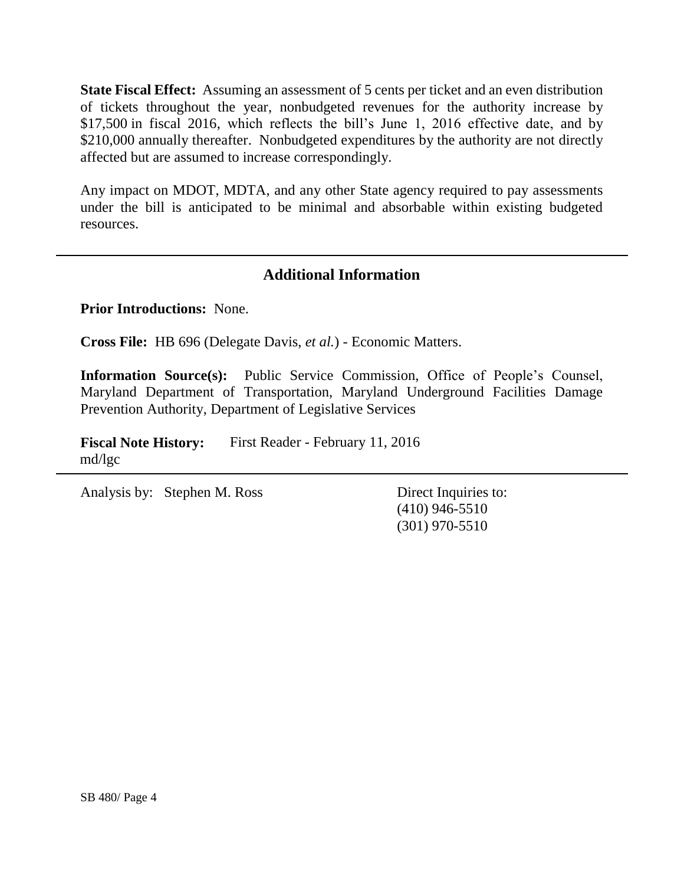**State Fiscal Effect:** Assuming an assessment of 5 cents per ticket and an even distribution of tickets throughout the year, nonbudgeted revenues for the authority increase by $17,500 in fiscal 2016, which reflects the bill's June 1, 2016 effective date, and by $210,000 annually thereafter. Nonbudgeted expenditures by the authority are not directly affected but are assumed to increase correspondingly.

Any impact on MDOT, MDTA, and any other State agency required to pay assessments under the bill is anticipated to be minimal and absorbable within existing budgeted resources.

---

## Additional Information

**Prior Introductions:** None.

**Cross File:** HB 696 (Delegate Davis, *et al.*) - Economic Matters.

**Information Source(s):** Public Service Commission, Office of People's Counsel, Maryland Department of Transportation, Maryland Underground Facilities Damage Prevention Authority, Department of Legislative Services

**Fiscal Note History:** First Reader - February 11, 2016
md/lgc

---

Analysis by: Stephen M. Ross

Direct Inquiries to:
(410) 946-5510
(301) 970-5510